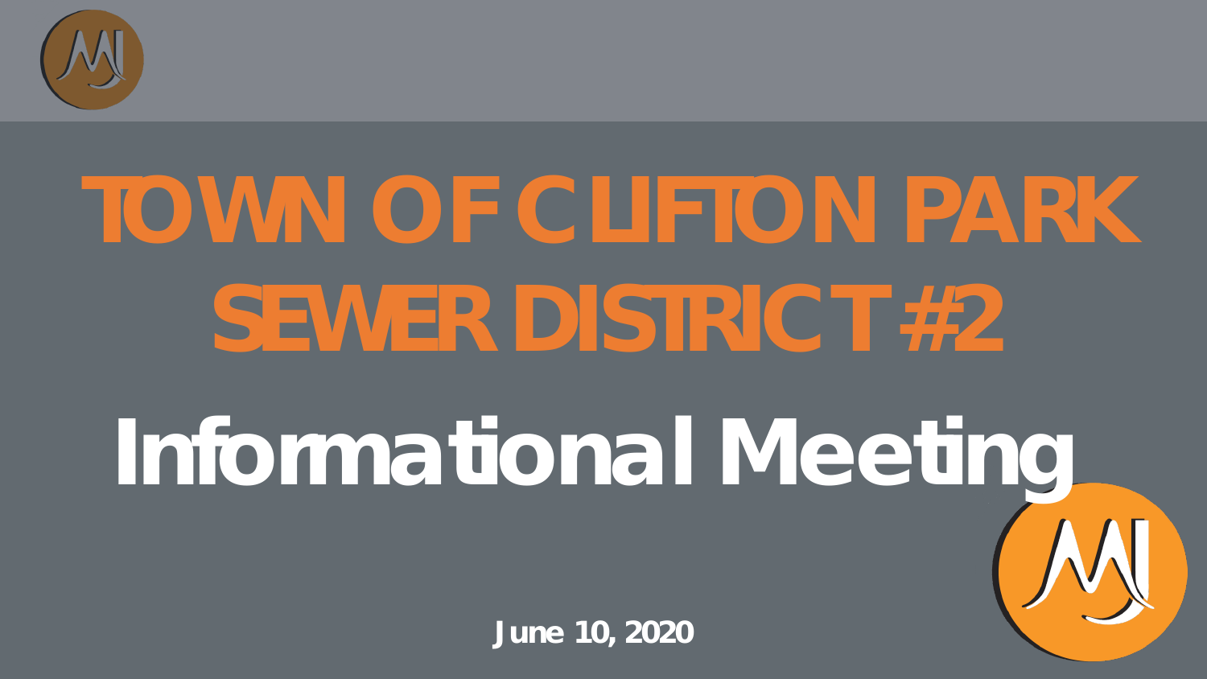# TOWN OF CLIFTON PARK SEWER DISTRICT #2

# Informational Meeting

**June 10, 2020**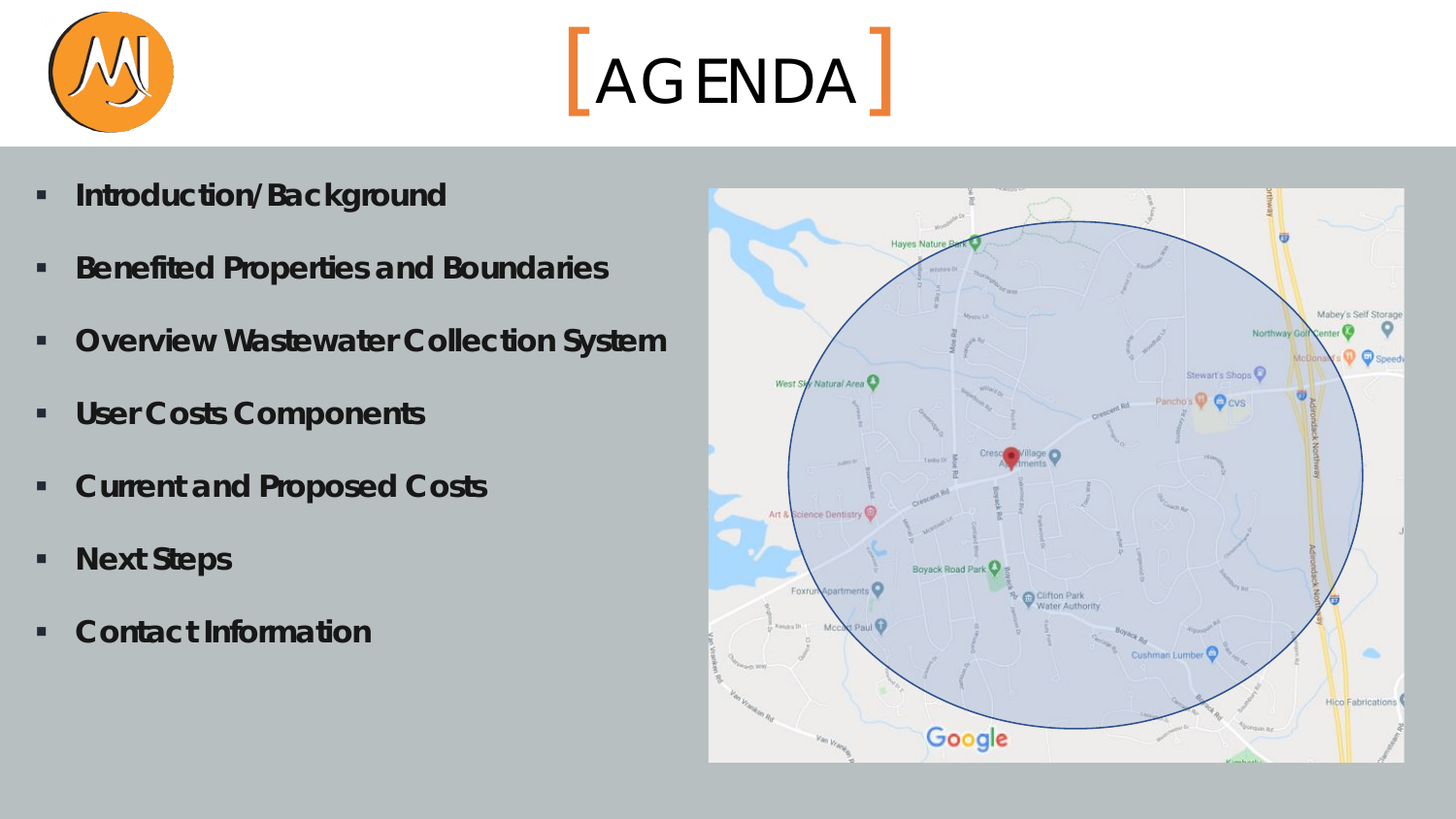# [AGENDA]

- **Introduction/Background**
- **Benefited Properties and Boundaries**
- **Overview Wastewater Collection System**
- **User Costs Components**
- **Current and Proposed Costs**
- **Next Steps**
- **Contact Information**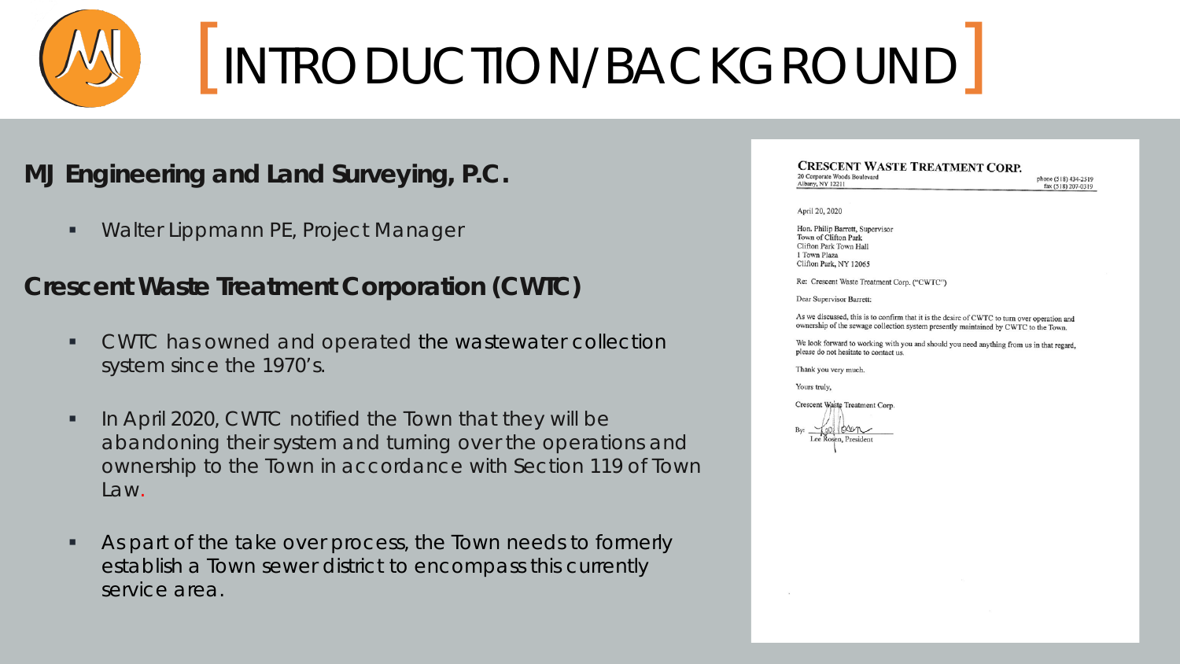# [INTRODUCTION/BACKGROUND]

**MJ Engineering and Land Surveying, P.C.**

- Walter Lippmann PE, Project Manager

**Crescent Waste Treatment Corporation (CWTC)**

- CWTC has owned and operated the wastewater collection system since the 1970's.
- In April 2020, CWTC notified the Town that they will be abandoning their system and turning over the operations and ownership to the Town in accordance with Section 119 of Town Law.
- As part of the take over process, the Town needs to formerly establish a Town sewer district to encompass this currently service area.

**CRESCENT WASTE TREATMENT CORP.**
20 Corporate Woods Boulevard
Albany, NY 12211

phone (518) 434-2519
fax (518) 207-0319

April 20, 2020

Hon. Philip Barrett, Supervisor
Town of Clifton Park
Clifton Park Town Hall
1 Town Plaza
Clifton Park, NY 12065

Re: Crescent Waste Treatment Corp. ("CWTC")

Dear Supervisor Barrett:

As we discussed, this is to confirm that it is the desire of CWTC to turn over operation and ownership of the sewage collection system presently maintained by CWTC to the Town.

We look forward to working with you and should you need anything from us in that regard, please do not hesitate to contact us.

Thank you very much.

Yours truly,

Crescent Waste Treatment Corp.

By: ______________________
Lee Rosen, President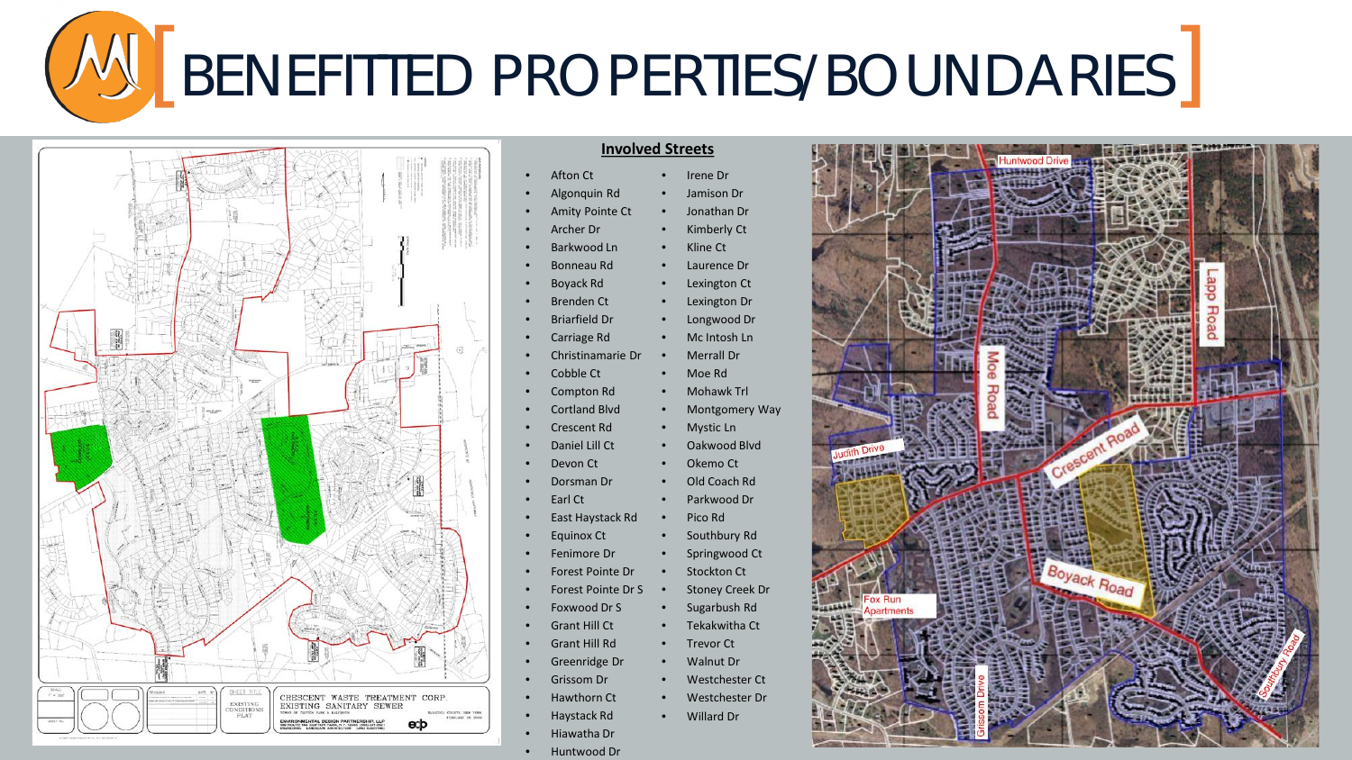# BENEFITTED PROPERTIES/BOUNDARIES

**Involved Streets**

- Afton Ct
- Algonquin Rd
- Amity Pointe Ct
- Archer Dr
- Barkwood Ln
- Bonneau Rd
- Boyack Rd
- Brenden Ct
- Briarfield Dr
- Carriage Rd
- Christinamarie Dr
- Cobble Ct
- Compton Rd
- Cortland Blvd
- Crescent Rd
- Daniel Lill Ct
- Devon Ct
- Dorsman Dr
- Earl Ct
- East Haystack Rd
- Equinox Ct
- Fenimore Dr
- Forest Pointe Dr
- Forest Pointe Dr S
- Foxwood Dr S
- Grant Hill Ct
- Grant Hill Rd
- Greenridge Dr
- Grissom Dr
- Hawthorn Ct
- Haystack Rd
- Hiawatha Dr
- Huntwood Dr
- Irene Dr
- Jamison Dr
- Jonathan Dr
- Kimberly Ct
- Kline Ct
- Laurence Dr
- Lexington Ct
- Lexington Dr
- Longwood Dr
- Mc Intosh Ln
- Merrall Dr
- Moe Rd
- Mohawk Trl
- Montgomery Way
- Mystic Ln
- Oakwood Blvd
- Okemo Ct
- Old Coach Rd
- Parkwood Dr
- Pico Rd
- Southbury Rd
- Springwood Ct
- Stockton Ct
- Stoney Creek Dr
- Sugarbush Rd
- Tekakwitha Ct
- Trevor Ct
- Walnut Dr
- Westchester Ct
- Westchester Dr
- Willard Dr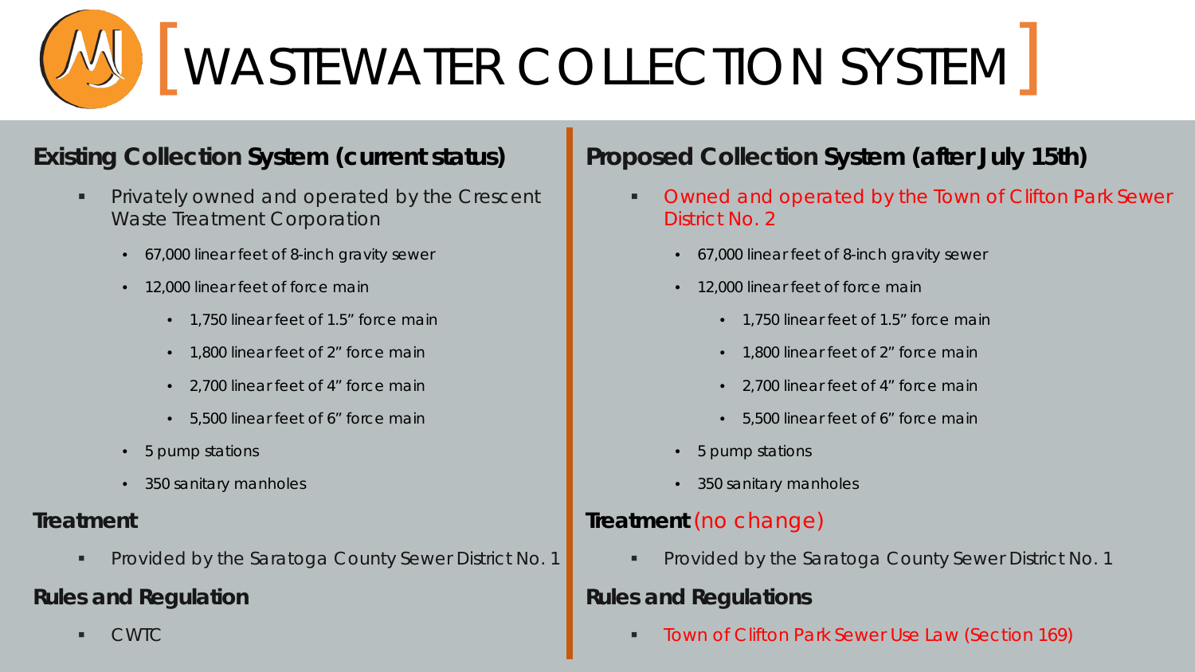# [ WASTEWATER COLLECTION SYSTEM ]

## Existing Collection System (current status)

- Privately owned and operated by the Crescent Waste Treatment Corporation
  - 67,000 linear feet of 8-inch gravity sewer
  - 12,000 linear feet of force main
    - 1,750 linear feet of 1.5” force main
    - 1,800 linear feet of 2” force main
    - 2,700 linear feet of 4” force main
    - 5,500 linear feet of 6” force main
  - 5 pump stations
  - 350 sanitary manholes

### Treatment

- Provided by the Saratoga County Sewer District No. 1

### Rules and Regulation

- CWTC

## Proposed Collection System (after July 15th)

- Owned and operated by the Town of Clifton Park Sewer District No. 2
  - 67,000 linear feet of 8-inch gravity sewer
  - 12,000 linear feet of force main
    - 1,750 linear feet of 1.5” force main
    - 1,800 linear feet of 2” force main
    - 2,700 linear feet of 4” force main
    - 5,500 linear feet of 6” force main
  - 5 pump stations
  - 350 sanitary manholes

### Treatment (no change)

- Provided by the Saratoga County Sewer District No. 1

### Rules and Regulations

- Town of Clifton Park Sewer Use Law (Section 169)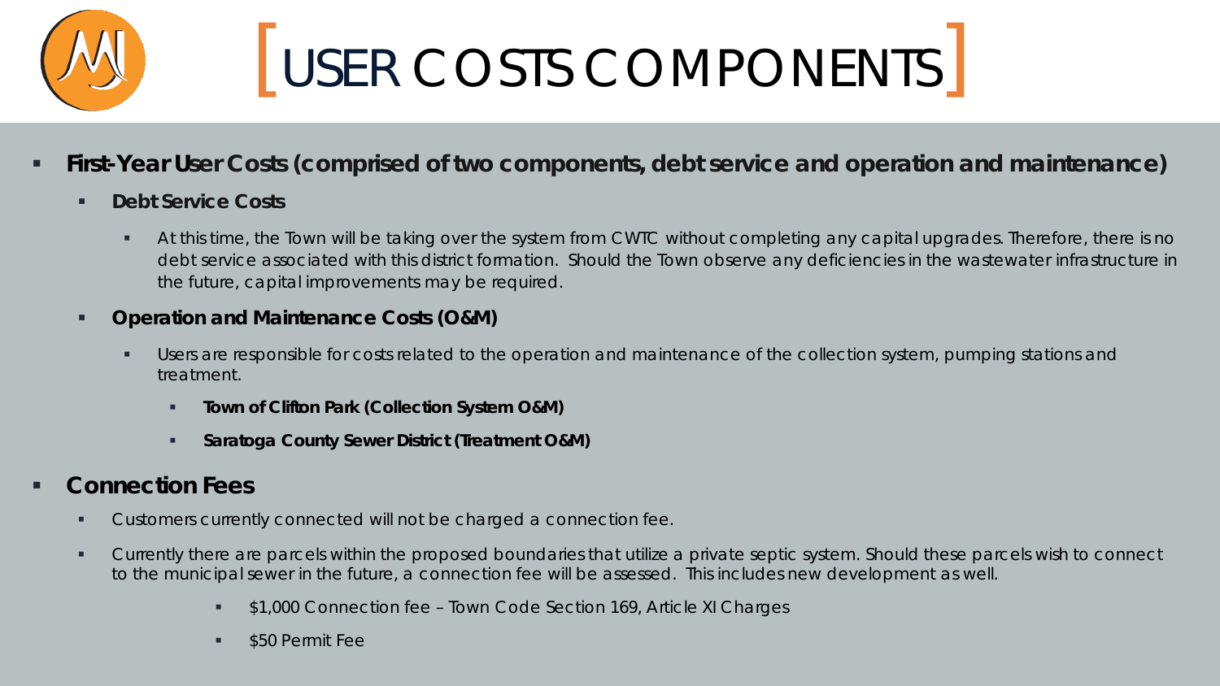# [USER COSTS COMPONENTS]

- **First-Year User Costs (comprised of two components, debt service and operation and maintenance)**
  - **Debt Service Costs**
    - At this time, the Town will be taking over the system from CWTC without completing any capital upgrades. Therefore, there is no debt service associated with this district formation. Should the Town observe any deficiencies in the wastewater infrastructure in the future, capital improvements may be required.
  - **Operation and Maintenance Costs (O&M)**
    - Users are responsible for costs related to the operation and maintenance of the collection system, pumping stations and treatment.
      - **Town of Clifton Park (Collection System O&M)**
      - **Saratoga County Sewer District (Treatment O&M)**
- **Connection Fees**
  - Customers currently connected will not be charged a connection fee.
  - Currently there are parcels within the proposed boundaries that utilize a private septic system. Should these parcels wish to connect to the municipal sewer in the future, a connection fee will be assessed. This includes new development as well.
      - $1,000 Connection fee – Town Code Section 169, Article XI Charges
      - $50 Permit Fee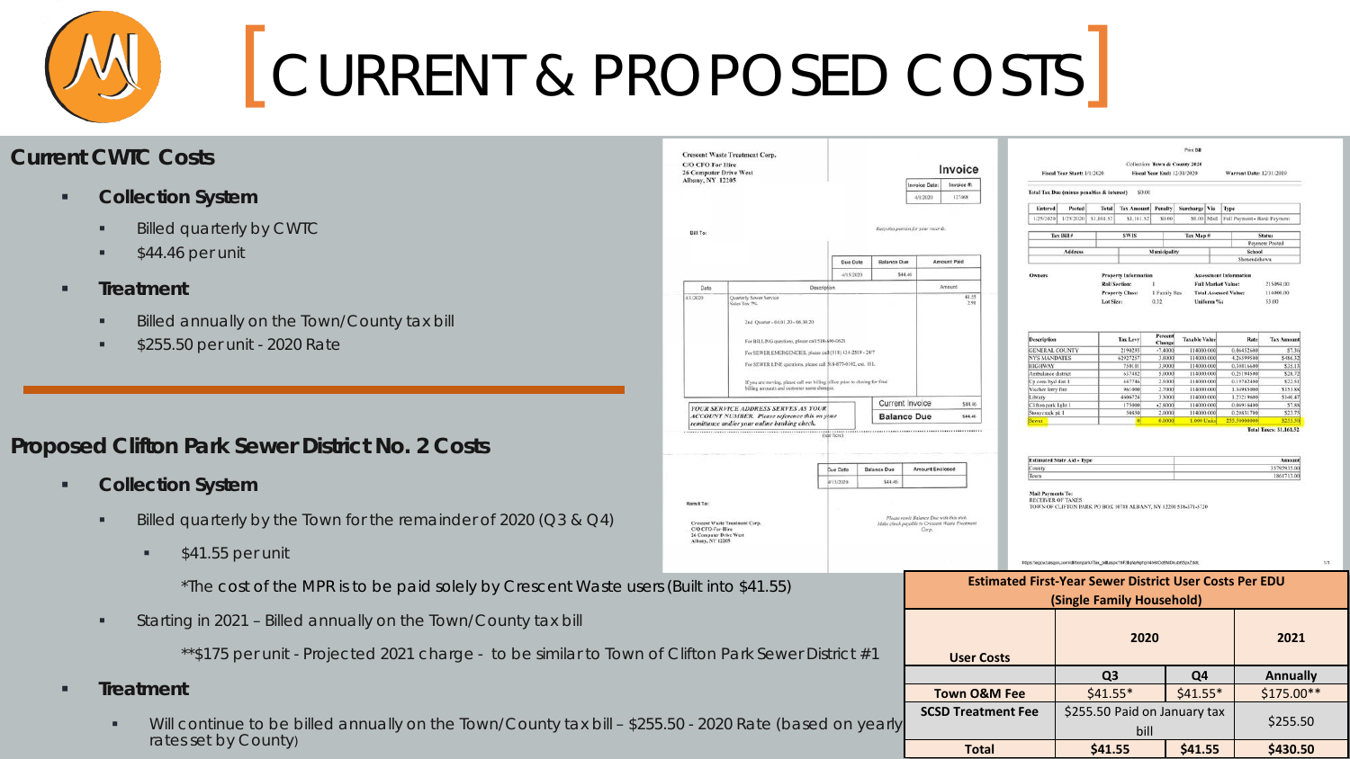# [CURRENT & PROPOSED COSTS]

## Current CWTC Costs

- **Collection System**
  - Billed quarterly by CWTC
  - $44.46 per unit
- **Treatment**
  - Billed annually on the Town/County tax bill
  - $255.50 per unit - 2020 Rate

## Proposed Clifton Park Sewer District No. 2 Costs

- **Collection System**
  - Billed quarterly by the Town for the remainder of 2020 (Q3 & Q4)
    - $41.55 per unit

    *The cost of the MPR is to be paid solely by Crescent Waste users (Built into $41.55)
  - Starting in 2021 – Billed annually on the Town/County tax bill

    **$175 per unit - Projected 2021 charge - to be similar to Town of Clifton Park Sewer District #1
- **Treatment**
  - Will continue to be billed annually on the Town/County tax bill – $255.50 - 2020 Rate (based on yearly rates set by County)

**Estimated First-Year Sewer District User Costs Per EDU (Single Family Household)**

| User Costs | 2020 | | 2021 |
|---|---|---|---|
| | Q3 | Q4 | Annually |
| Town O&M Fee | $41.55* | $41.55* | $175.00** |
| SCSD Treatment Fee | $255.50 Paid on January tax bill | | $255.50 |
| Total | $41.55 | $41.55 | $430.50 |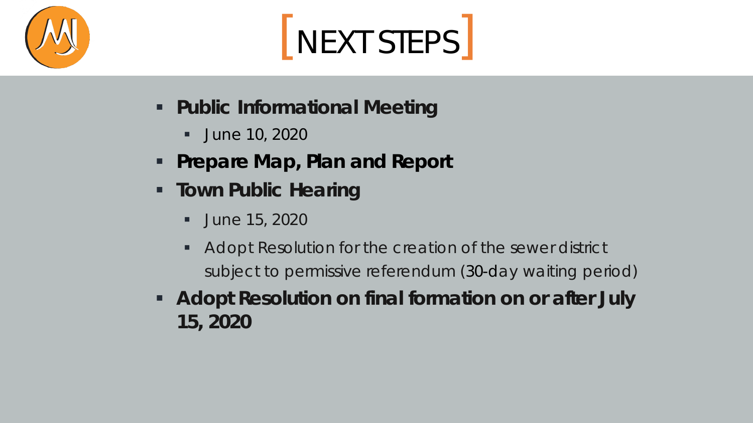# [NEXT STEPS]

- **Public Informational Meeting**
  - June 10, 2020
- **Prepare Map, Plan and Report**
- **Town Public Hearing**
  - June 15, 2020
  - Adopt Resolution for the creation of the sewer district subject to permissive referendum (30-day waiting period)
- **Adopt Resolution on final formation on or after July 15, 2020**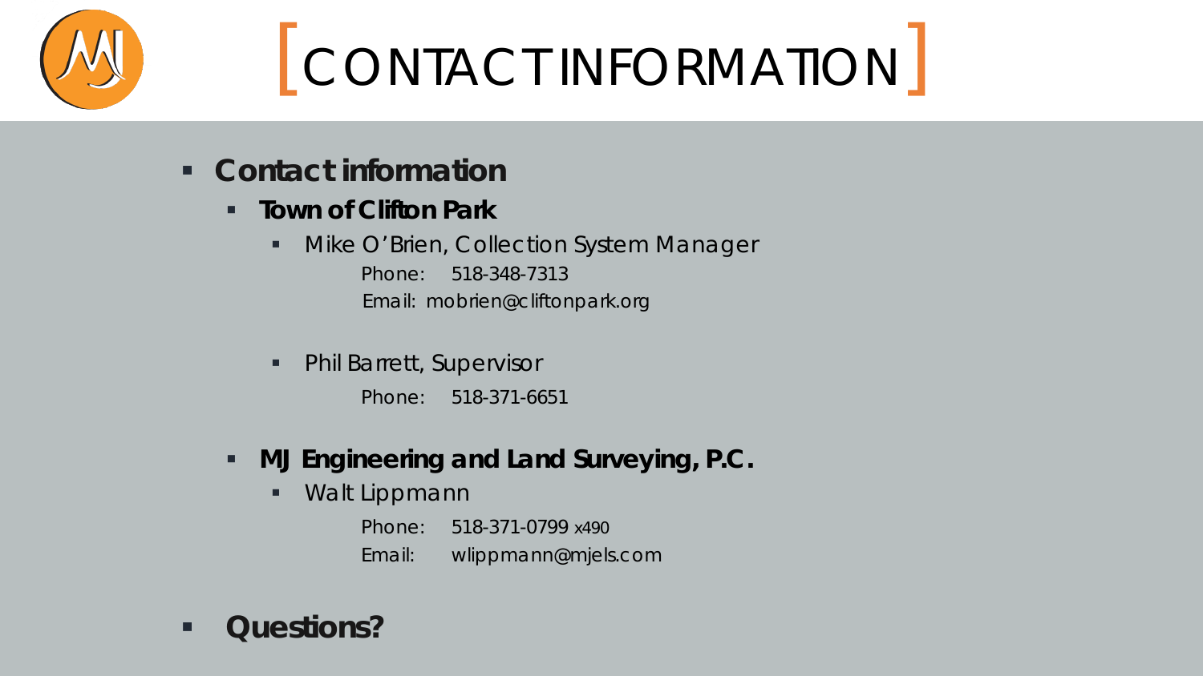# [ CONTACT INFORMATION ]

- **Contact information**
  - **Town of Clifton Park**
    - Mike O'Brien, Collection System Manager

      Phone: 518-348-7313

      Email: mobrien@cliftonpark.org

    - Phil Barrett, Supervisor

      Phone: 518-371-6651

  - **MJ Engineering and Land Surveying, P.C.**
    - Walt Lippmann

      Phone: 518-371-0799 x490

      Email: wlippmann@mjels.com

- **Questions?**